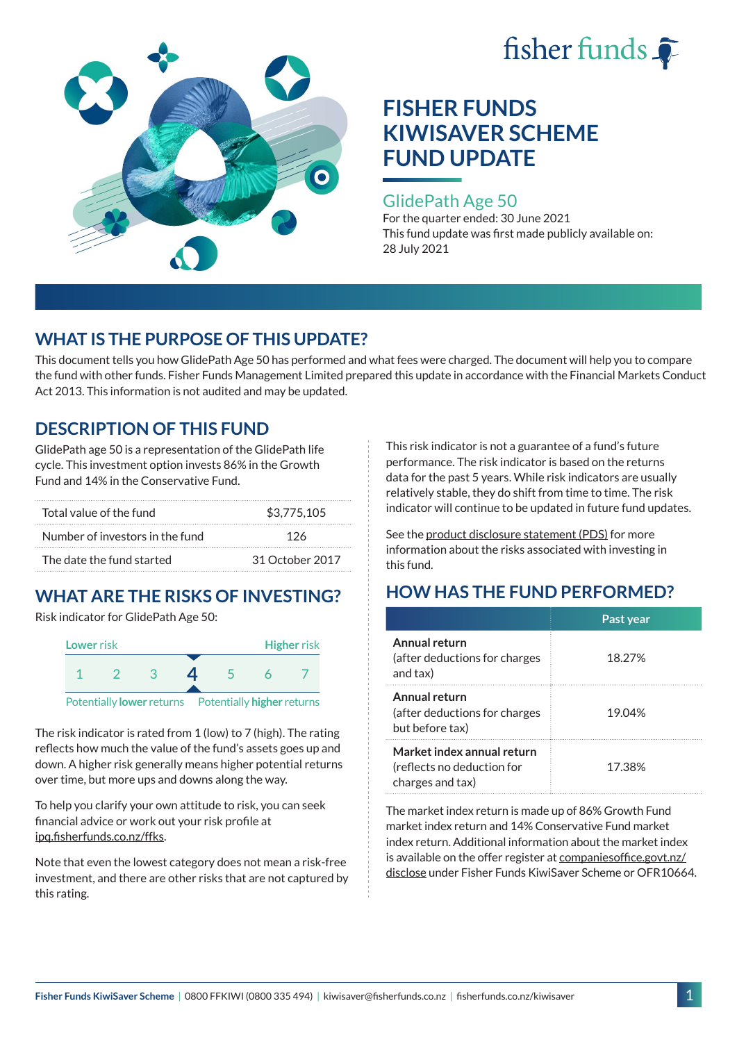fisher funds

# FISHER FUNDS KIWISAVER SCHEME FUND UPDATE

## GlidePath Age 50

For the quarter ended: 30 June 2021

This fund update was first made publicly available on: 28 July 2021

## WHAT IS THE PURPOSE OF THIS UPDATE?

This document tells you how GlidePath Age 50 has performed and what fees were charged. The document will help you to compare the fund with other funds. Fisher Funds Management Limited prepared this update in accordance with the Financial Markets Conduct Act 2013. This information is not audited and may be updated.

## DESCRIPTION OF THIS FUND

GlidePath age 50 is a representation of the GlidePath life cycle. This investment option invests 86% in the Growth Fund and 14% in the Conservative Fund.

| | |
|---|---|
| Total value of the fund | $3,775,105 |
| Number of investors in the fund | 126 |
| The date the fund started | 31 October 2017 |

## WHAT ARE THE RISKS OF INVESTING?

Risk indicator for GlidePath Age 50:

Lower risk — Higher risk

1 2 3 **4** 5 6 7

Potentially **lower** returns — Potentially **higher** returns

The risk indicator is rated from 1 (low) to 7 (high). The rating reflects how much the value of the fund's assets goes up and down. A higher risk generally means higher potential returns over time, but more ups and downs along the way.

To help you clarify your own attitude to risk, you can seek financial advice or work out your risk profile at ipq.fisherfunds.co.nz/ffks.

Note that even the lowest category does not mean a risk-free investment, and there are other risks that are not captured by this rating.

This risk indicator is not a guarantee of a fund's future performance. The risk indicator is based on the returns data for the past 5 years. While risk indicators are usually relatively stable, they do shift from time to time. The risk indicator will continue to be updated in future fund updates.

See the product disclosure statement (PDS) for more information about the risks associated with investing in this fund.

## HOW HAS THE FUND PERFORMED?

| | Past year |
|---|---|
| **Annual return** (after deductions for charges and tax) | 18.27% |
| **Annual return** (after deductions for charges but before tax) | 19.04% |
| **Market index annual return** (reflects no deduction for charges and tax) | 17.38% |

The market index return is made up of 86% Growth Fund market index return and 14% Conservative Fund market index return. Additional information about the market index is available on the offer register at companiesoffice.govt.nz/disclose under Fisher Funds KiwiSaver Scheme or OFR10664.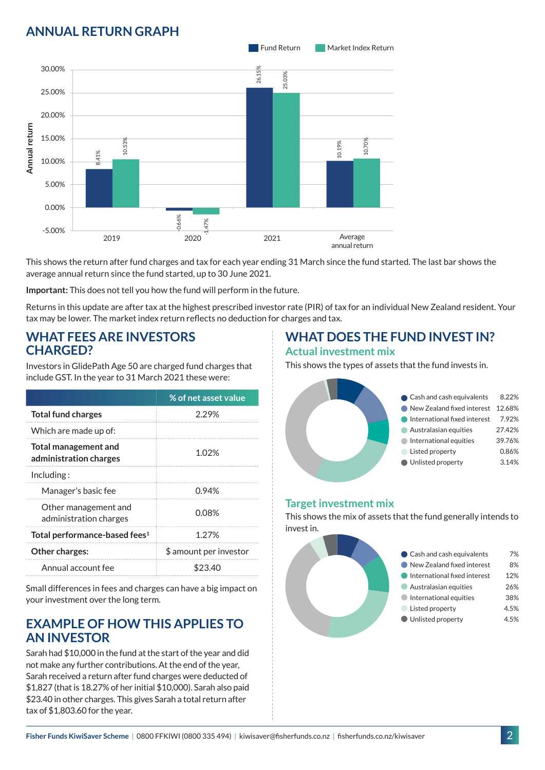## ANNUAL RETURN GRAPH

| | Fund Return | Market Index Return |
|---|---|---|
| 2019 | 8.41% | 10.53% |
| 2020 | -0.66% | -1.47% |
| 2021 | 26.15% | 25.03% |
| Average annual return | 10.19% | 10.70% |

This shows the return after fund charges and tax for each year ending 31 March since the fund started. The last bar shows the average annual return since the fund started, up to 30 June 2021.

**Important:** This does not tell you how the fund will perform in the future.

Returns in this update are after tax at the highest prescribed investor rate (PIR) of tax for an individual New Zealand resident. Your tax may be lower. The market index return reflects no deduction for charges and tax.

## WHAT FEES ARE INVESTORS CHARGED?

Investors in GlidePath Age 50 are charged fund charges that include GST. In the year to 31 March 2021 these were:

| | % of net asset value |
|---|---|
| **Total fund charges** | 2.29% |
| Which are made up of: | |
| **Total management and administration charges** | 1.02% |
| Including : | |
| Manager's basic fee | 0.94% |
| Other management and administration charges | 0.08% |
| **Total performance-based fees**[1] | 1.27% |
| **Other charges:** | $ amount per investor |
| Annual account fee | $23.40 |

Small differences in fees and charges can have a big impact on your investment over the long term.

## EXAMPLE OF HOW THIS APPLIES TO AN INVESTOR

Sarah had $10,000 in the fund at the start of the year and did not make any further contributions. At the end of the year, Sarah received a return after fund charges were deducted of $1,827 (that is 18.27% of her initial $10,000). Sarah also paid $23.40 in other charges. This gives Sarah a total return after tax of $1,803.60 for the year.

## WHAT DOES THE FUND INVEST IN?

### Actual investment mix

This shows the types of assets that the fund invests in.

| Asset | % |
|---|---|
| Cash and cash equivalents | 8.22% |
| New Zealand fixed interest | 12.68% |
| International fixed interest | 7.92% |
| Australasian equities | 27.42% |
| International equities | 39.76% |
| Listed property | 0.86% |
| Unlisted property | 3.14% |

### Target investment mix

This shows the mix of assets that the fund generally intends to invest in.

| Asset | % |
|---|---|
| Cash and cash equivalents | 7% |
| New Zealand fixed interest | 8% |
| International fixed interest | 12% |
| Australasian equities | 26% |
| International equities | 38% |
| Listed property | 4.5% |
| Unlisted property | 4.5% |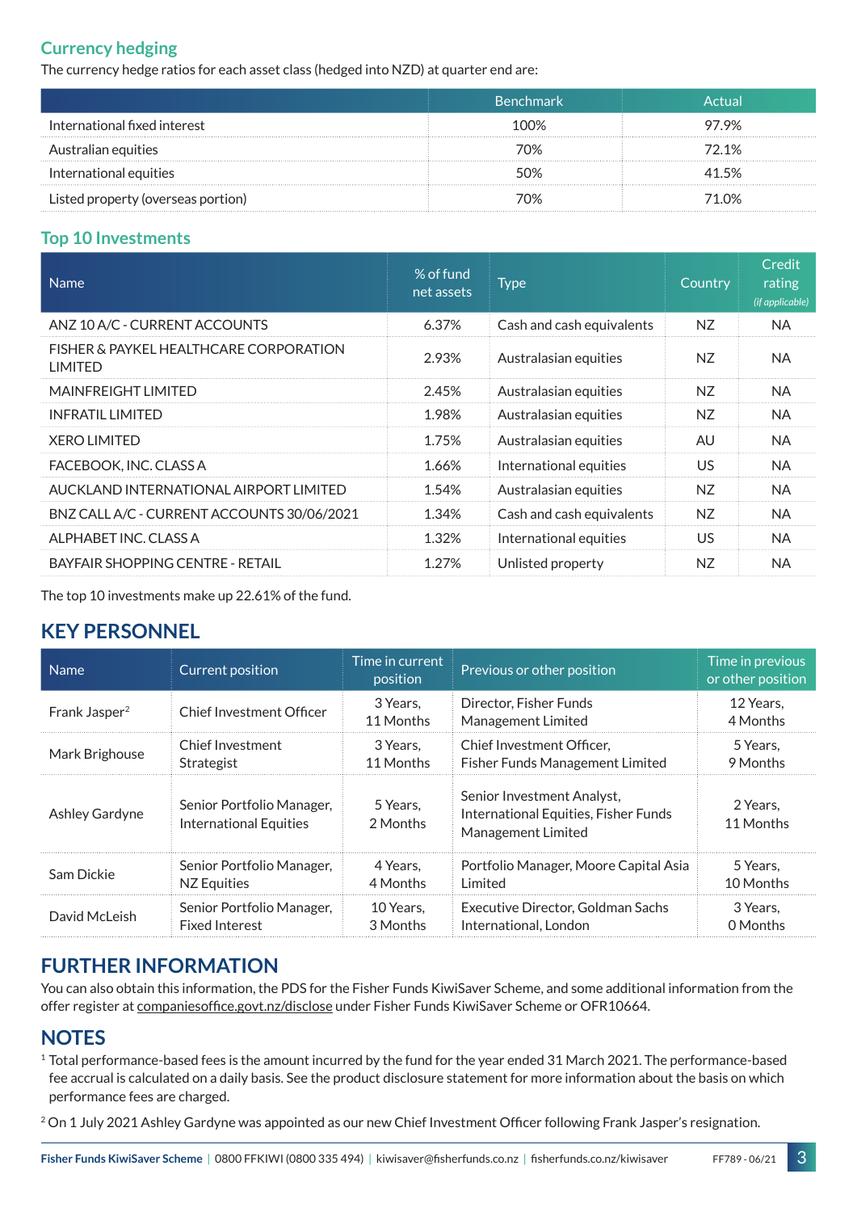## Currency hedging

The currency hedge ratios for each asset class (hedged into NZD) at quarter end are:

| | Benchmark | Actual |
|---|---|---|
| International fixed interest | 100% | 97.9% |
| Australian equities | 70% | 72.1% |
| International equities | 50% | 41.5% |
| Listed property (overseas portion) | 70% | 71.0% |

## Top 10 Investments

| Name | % of fund net assets | Type | Country | Credit rating *(if applicable)* |
|---|---|---|---|---|
| ANZ 10 A/C - CURRENT ACCOUNTS | 6.37% | Cash and cash equivalents | NZ | NA |
| FISHER & PAYKEL HEALTHCARE CORPORATION LIMITED | 2.93% | Australasian equities | NZ | NA |
| MAINFREIGHT LIMITED | 2.45% | Australasian equities | NZ | NA |
| INFRATIL LIMITED | 1.98% | Australasian equities | NZ | NA |
| XERO LIMITED | 1.75% | Australasian equities | AU | NA |
| FACEBOOK, INC. CLASS A | 1.66% | International equities | US | NA |
| AUCKLAND INTERNATIONAL AIRPORT LIMITED | 1.54% | Australasian equities | NZ | NA |
| BNZ CALL A/C - CURRENT ACCOUNTS 30/06/2021 | 1.34% | Cash and cash equivalents | NZ | NA |
| ALPHABET INC. CLASS A | 1.32% | International equities | US | NA |
| BAYFAIR SHOPPING CENTRE - RETAIL | 1.27% | Unlisted property | NZ | NA |

The top 10 investments make up 22.61% of the fund.

## KEY PERSONNEL

| Name | Current position | Time in current position | Previous or other position | Time in previous or other position |
|---|---|---|---|---|
| Frank Jasper[2] | Chief Investment Officer | 3 Years, 11 Months | Director, Fisher Funds Management Limited | 12 Years, 4 Months |
| Mark Brighouse | Chief Investment Strategist | 3 Years, 11 Months | Chief Investment Officer, Fisher Funds Management Limited | 5 Years, 9 Months |
| Ashley Gardyne | Senior Portfolio Manager, International Equities | 5 Years, 2 Months | Senior Investment Analyst, International Equities, Fisher Funds Management Limited | 2 Years, 11 Months |
| Sam Dickie | Senior Portfolio Manager, NZ Equities | 4 Years, 4 Months | Portfolio Manager, Moore Capital Asia Limited | 5 Years, 10 Months |
| David McLeish | Senior Portfolio Manager, Fixed Interest | 10 Years, 3 Months | Executive Director, Goldman Sachs International, London | 3 Years, 0 Months |

## FURTHER INFORMATION

You can also obtain this information, the PDS for the Fisher Funds KiwiSaver Scheme, and some additional information from the offer register at companiesoffice.govt.nz/disclose under Fisher Funds KiwiSaver Scheme or OFR10664.

## NOTES

[1] Total performance-based fees is the amount incurred by the fund for the year ended 31 March 2021. The performance-based fee accrual is calculated on a daily basis. See the product disclosure statement for more information about the basis on which performance fees are charged.

[2] On 1 July 2021 Ashley Gardyne was appointed as our new Chief Investment Officer following Frank Jasper's resignation.